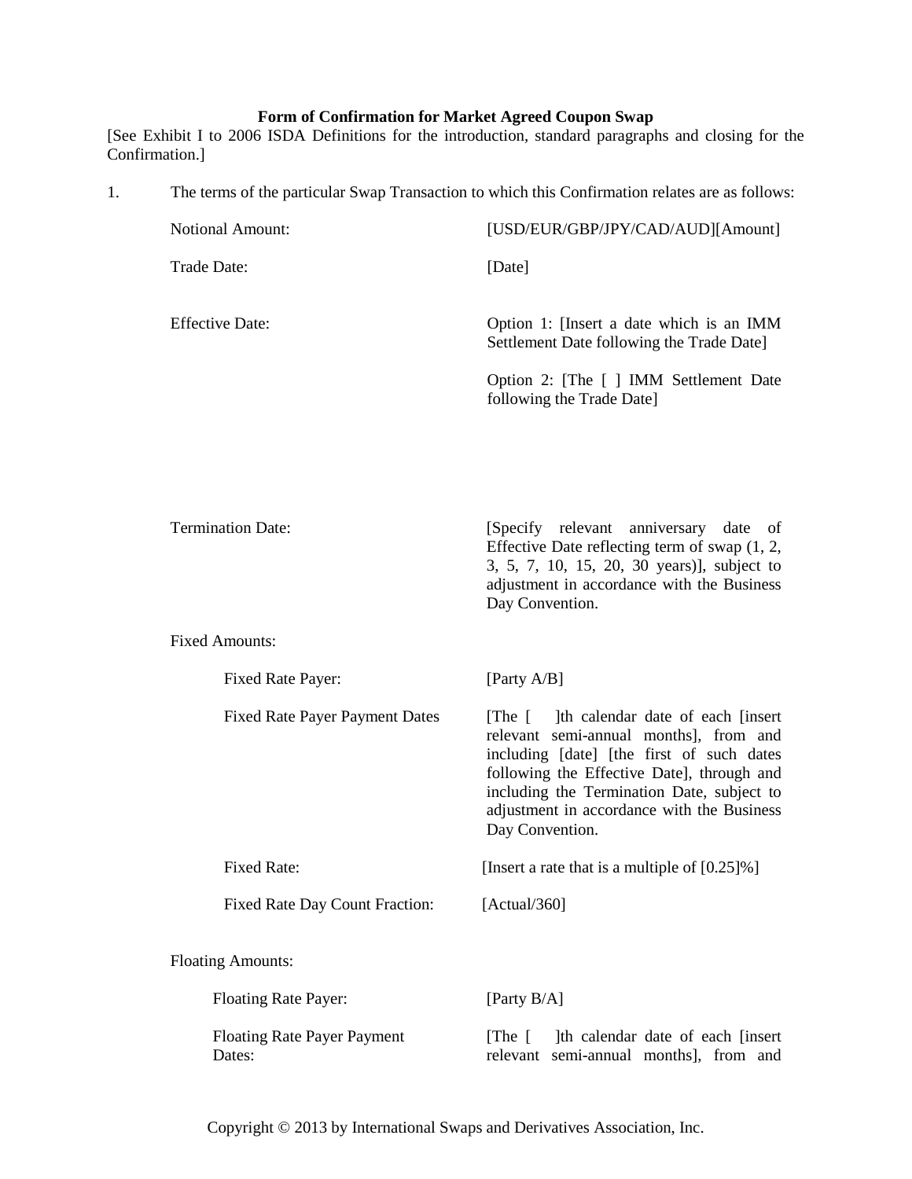**Form of Confirmation for Market Agreed Coupon Swap**

[See Exhibit I to 2006 ISDA Definitions for the introduction, standard paragraphs and closing for the Confirmation.]

1. The terms of the particular Swap Transaction to which this Confirmation relates are as follows:

| | |
|---|---|
| Notional Amount: | [USD/EUR/GBP/JPY/CAD/AUD][Amount] |
| Trade Date: | [Date] |
| Effective Date: | Option 1: [Insert a date which is an IMM Settlement Date following the Trade Date]<br><br>Option 2: [The [ ] IMM Settlement Date following the Trade Date] |
| Termination Date: | [Specify relevant anniversary date of Effective Date reflecting term of swap (1, 2, 3, 5, 7, 10, 15, 20, 30 years)], subject to adjustment in accordance with the Business Day Convention. |

Fixed Amounts:

| | |
|---|---|
| Fixed Rate Payer: | [Party A/B] |
| Fixed Rate Payer Payment Dates | [The [ ]th calendar date of each [insert relevant semi-annual months], from and including [date] [the first of such dates following the Effective Date], through and including the Termination Date, subject to adjustment in accordance with the Business Day Convention. |
| Fixed Rate: | [Insert a rate that is a multiple of [0.25]%] |
| Fixed Rate Day Count Fraction: | [Actual/360] |

Floating Amounts:

| | |
|---|---|
| Floating Rate Payer: | [Party B/A] |
| Floating Rate Payer Payment Dates: | [The [ ]th calendar date of each [insert relevant semi-annual months], from and |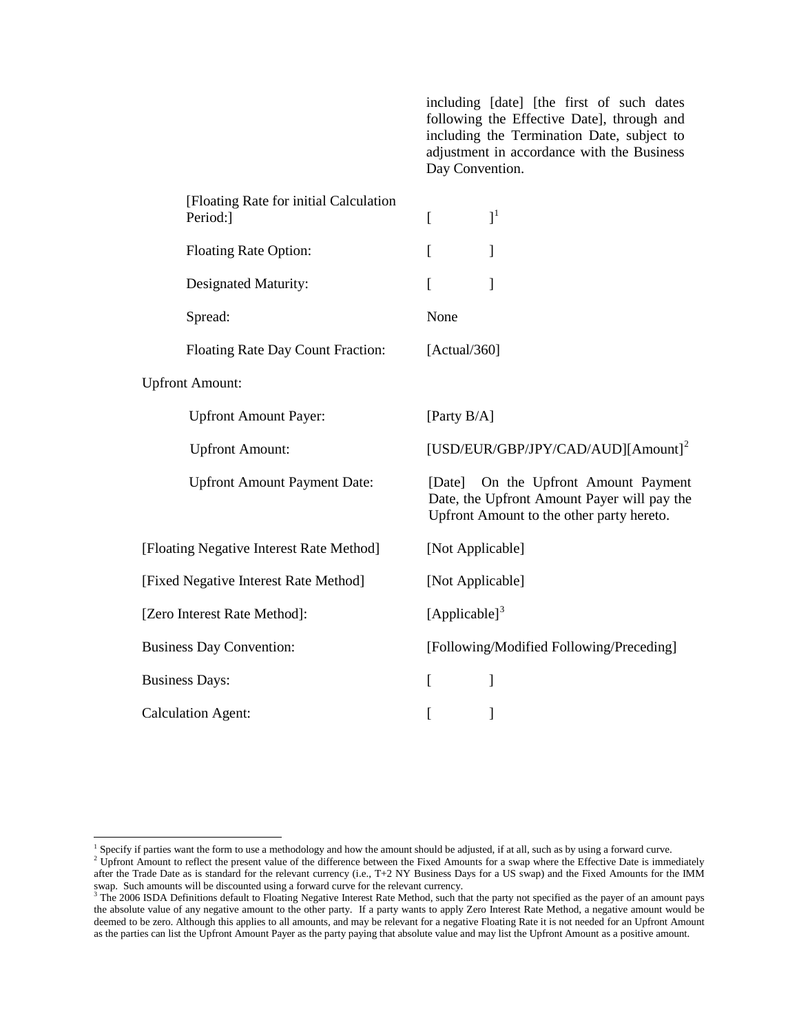including [date] [the first of such dates following the Effective Date], through and including the Termination Date, subject to adjustment in accordance with the Business Day Convention.

| | |
|---|---|
| [Floating Rate for initial Calculation Period:] | [ ][1] |
| Floating Rate Option: | [ ] |
| Designated Maturity: | [ ] |
| Spread: | None |
| Floating Rate Day Count Fraction: | [Actual/360] |

Upfront Amount:

| | |
|---|---|
| Upfront Amount Payer: | [Party B/A] |
| Upfront Amount: | [USD/EUR/GBP/JPY/CAD/AUD][Amount][2] |
| Upfront Amount Payment Date: | [Date] On the Upfront Amount Payment Date, the Upfront Amount Payer will pay the Upfront Amount to the other party hereto. |

| | |
|---|---|
| [Floating Negative Interest Rate Method] | [Not Applicable] |
| [Fixed Negative Interest Rate Method] | [Not Applicable] |
| [Zero Interest Rate Method]: | [Applicable][3] |
| Business Day Convention: | [Following/Modified Following/Preceding] |
| Business Days: | [ ] |
| Calculation Agent: | [ ] |

---

[1] Specify if parties want the form to use a methodology and how the amount should be adjusted, if at all, such as by using a forward curve.

[2] Upfront Amount to reflect the present value of the difference between the Fixed Amounts for a swap where the Effective Date is immediately after the Trade Date as is standard for the relevant currency (i.e., T+2 NY Business Days for a US swap) and the Fixed Amounts for the IMM swap. Such amounts will be discounted using a forward curve for the relevant currency.

[3] The 2006 ISDA Definitions default to Floating Negative Interest Rate Method, such that the party not specified as the payer of an amount pays the absolute value of any negative amount to the other party. If a party wants to apply Zero Interest Rate Method, a negative amount would be deemed to be zero. Although this applies to all amounts, and may be relevant for a negative Floating Rate it is not needed for an Upfront Amount as the parties can list the Upfront Amount Payer as the party paying that absolute value and may list the Upfront Amount as a positive amount.